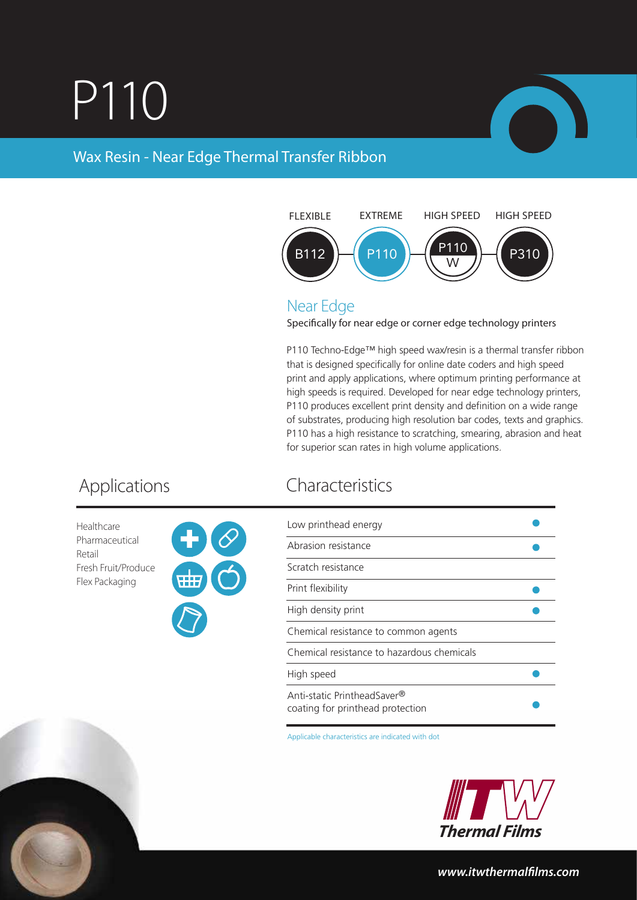# P110

## Wax Resin - Near Edge Thermal Transfer Ribbon

| FLEXIBLE | EXTREME | HIGH SPEED | HIGH SPEED |
|---|---|---|---|
| B112 | P110 | P110 W | P310 |

### Near Edge

Specifically for near edge or corner edge technology printers

P110 Techno-Edge™ high speed wax/resin is a thermal transfer ribbon that is designed specifically for online date coders and high speed print and apply applications, where optimum printing performance at high speeds is required. Developed for near edge technology printers, P110 produces excellent print density and definition on a wide range of substrates, producing high resolution bar codes, texts and graphics. P110 has a high resistance to scratching, smearing, abrasion and heat for superior scan rates in high volume applications.

## Applications

- Healthcare
- Pharmaceutical
- Retail
- Fresh Fruit/Produce
- Flex Packaging

## Characteristics

| Characteristic | |
|---|---|
| Low printhead energy | ● |
| Abrasion resistance | ● |
| Scratch resistance | |
| Print flexibility | ● |
| High density print | ● |
| Chemical resistance to common agents | |
| Chemical resistance to hazardous chemicals | |
| High speed | ● |
| Anti-static PrintheadSaver® coating for printhead protection | ● |

Applicable characteristics are indicated with dot

ITW Thermal Films

www.itwthermalfilms.com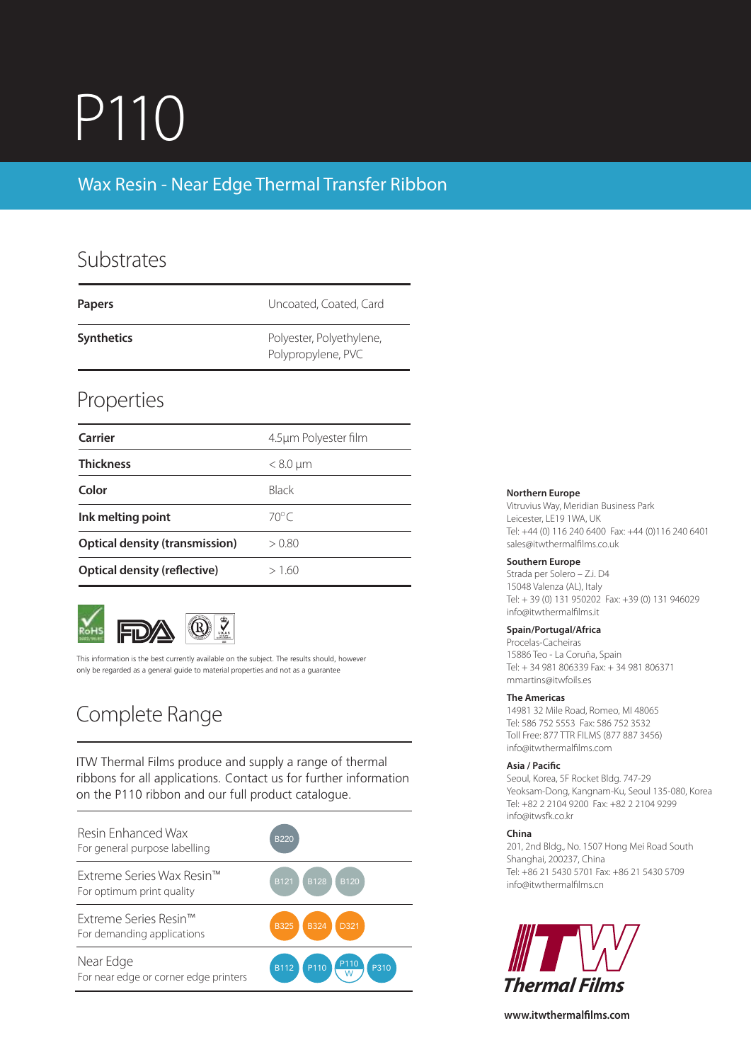# P110

## Wax Resin - Near Edge Thermal Transfer Ribbon

## Substrates

| | |
|---|---|
| **Papers** | Uncoated, Coated, Card |
| **Synthetics** | Polyester, Polyethylene, Polypropylene, PVC |

## Properties

| | |
|---|---|
| **Carrier** | 4.5µm Polyester film |
| **Thickness** | < 8.0 µm |
| **Color** | Black |
| **Ink melting point** | 70°C |
| **Optical density (transmission)** | > 0.80 |
| **Optical density (reflective)** | > 1.60 |

This information is the best currently available on the subject. The results should, however only be regarded as a general guide to material properties and not as a guarantee

## Complete Range

ITW Thermal Films produce and supply a range of thermal ribbons for all applications. Contact us for further information on the P110 ribbon and our full product catalogue.

| | |
|---|---|
| Resin Enhanced Wax<br>For general purpose labelling | B220 |
| Extreme Series Wax Resin™<br>For optimum print quality | B121, B128, B120 |
| Extreme Series Resin™<br>For demanding applications | B325, B324, D321 |
| Near Edge<br>For near edge or corner edge printers | B112, P110, P110 W, P310 |

**Northern Europe**
Vitruvius Way, Meridian Business Park
Leicester, LE19 1WA, UK
Tel: +44 (0) 116 240 6400 Fax: +44 (0)116 240 6401
sales@itwthermalfilms.co.uk

**Southern Europe**
Strada per Solero – Z.i. D4
15048 Valenza (AL), Italy
Tel: + 39 (0) 131 950202 Fax: +39 (0) 131 946029
info@itwthermalfilms.it

**Spain/Portugal/Africa**
Procelas-Cacheiras
15886 Teo - La Coruña, Spain
Tel: + 34 981 806339 Fax: + 34 981 806371
mmartins@itwfoils.es

**The Americas**
14981 32 Mile Road, Romeo, MI 48065
Tel: 586 752 5553 Fax: 586 752 3532
Toll Free: 877 TTR FILMS (877 887 3456)
info@itwthermalfilms.com

**Asia / Pacific**
Seoul, Korea, 5F Rocket Bldg. 747-29
Yeoksam-Dong, Kangnam-Ku, Seoul 135-080, Korea
Tel: +82 2 2104 9200 Fax: +82 2 2104 9299
info@itwsfk.co.kr

**China**
201, 2nd Bldg., No. 1507 Hong Mei Road South
Shanghai, 200237, China
Tel: +86 21 5430 5701 Fax: +86 21 5430 5709
info@itwthermalfilms.cn

ITW Thermal Films

**www.itwthermalfilms.com**